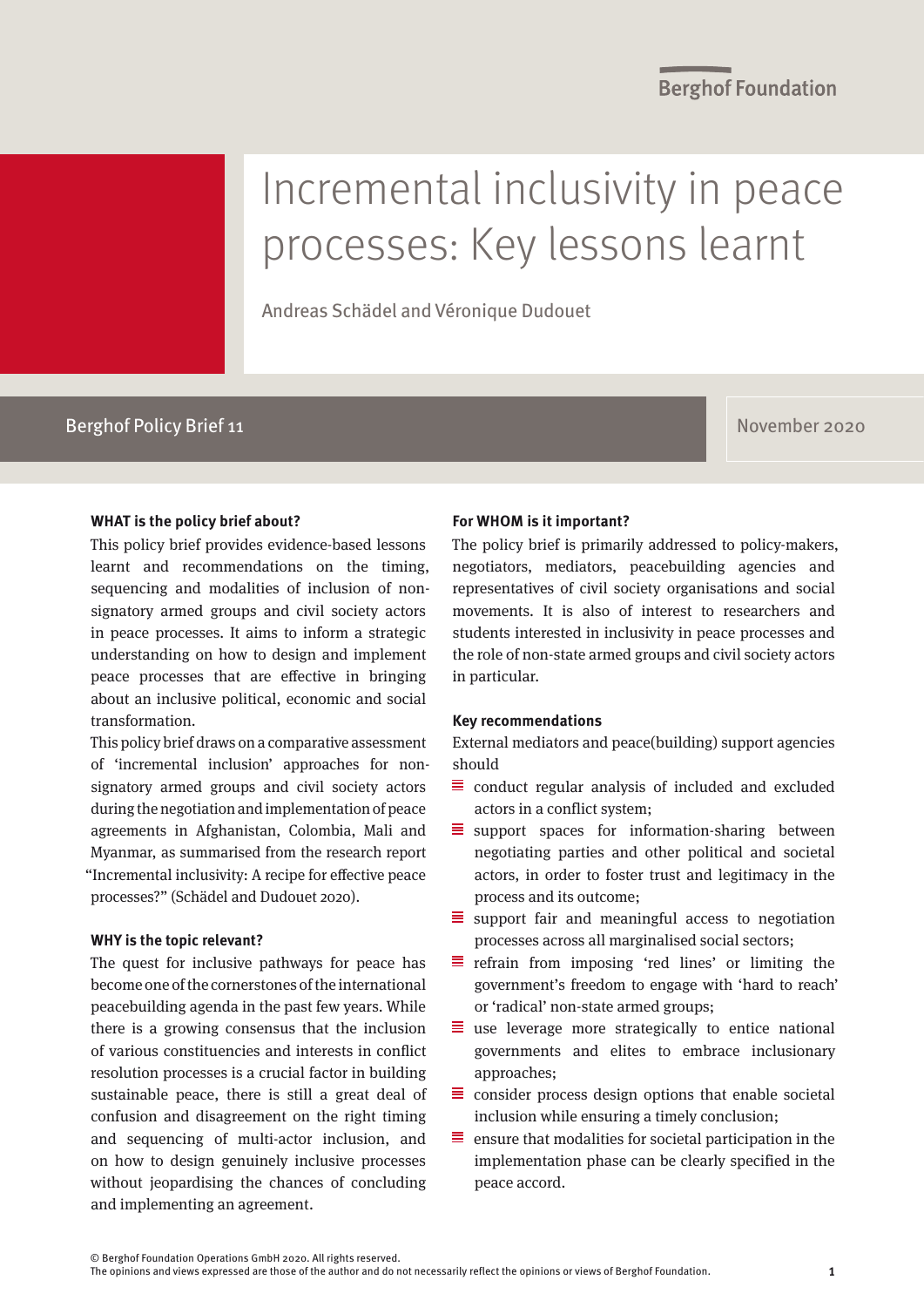Berghof Foundation

# Incremental inclusivity in peace processes: Key lessons learnt

Andreas Schädel and Véronique Dudouet

Berghof Policy Brief 11

November 2020

### WHAT is the policy brief about?

This policy brief provides evidence-based lessons learnt and recommendations on the timing, sequencing and modalities of inclusion of non-signatory armed groups and civil society actors in peace processes. It aims to inform a strategic understanding on how to design and implement peace processes that are effective in bringing about an inclusive political, economic and social transformation.

This policy brief draws on a comparative assessment of 'incremental inclusion' approaches for non-signatory armed groups and civil society actors during the negotiation and implementation of peace agreements in Afghanistan, Colombia, Mali and Myanmar, as summarised from the research report "Incremental inclusivity: A recipe for effective peace processes?" (Schädel and Dudouet 2020).

### WHY is the topic relevant?

The quest for inclusive pathways for peace has become one of the cornerstones of the international peacebuilding agenda in the past few years. While there is a growing consensus that the inclusion of various constituencies and interests in conflict resolution processes is a crucial factor in building sustainable peace, there is still a great deal of confusion and disagreement on the right timing and sequencing of multi-actor inclusion, and on how to design genuinely inclusive processes without jeopardising the chances of concluding and implementing an agreement.

### For WHOM is it important?

The policy brief is primarily addressed to policy-makers, negotiators, mediators, peacebuilding agencies and representatives of civil society organisations and social movements. It is also of interest to researchers and students interested in inclusivity in peace processes and the role of non-state armed groups and civil society actors in particular.

### Key recommendations

External mediators and peace(building) support agencies should

- conduct regular analysis of included and excluded actors in a conflict system;
- support spaces for information-sharing between negotiating parties and other political and societal actors, in order to foster trust and legitimacy in the process and its outcome;
- support fair and meaningful access to negotiation processes across all marginalised social sectors;
- refrain from imposing 'red lines' or limiting the government's freedom to engage with 'hard to reach' or 'radical' non-state armed groups;
- use leverage more strategically to entice national governments and elites to embrace inclusionary approaches;
- consider process design options that enable societal inclusion while ensuring a timely conclusion;
- ensure that modalities for societal participation in the implementation phase can be clearly specified in the peace accord.

© Berghof Foundation Operations GmbH 2020. All rights reserved.
The opinions and views expressed are those of the author and do not necessarily reflect the opinions or views of Berghof Foundation.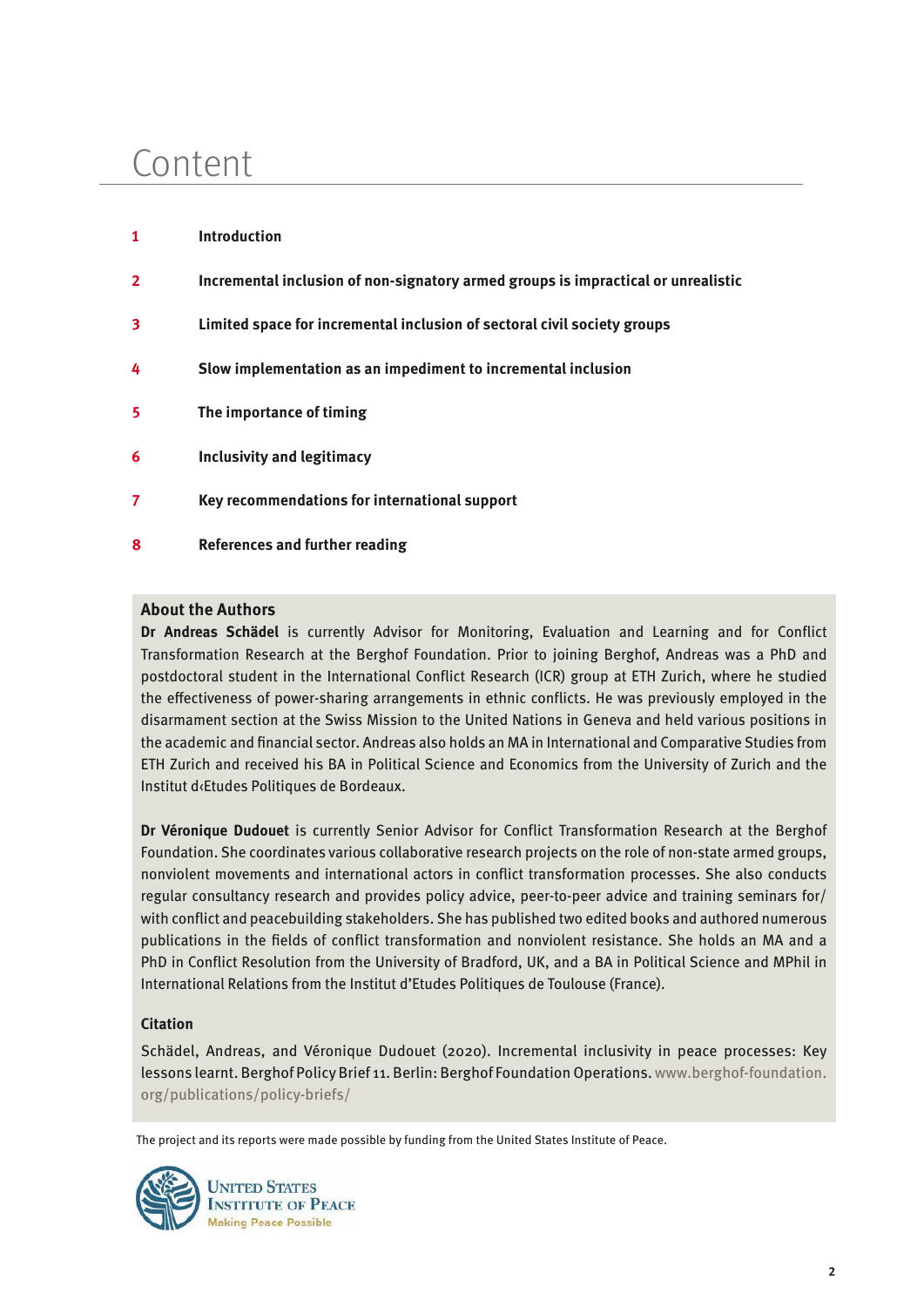# Content

1 **Introduction**

2 **Incremental inclusion of non-signatory armed groups is impractical or unrealistic**

3 **Limited space for incremental inclusion of sectoral civil society groups**

4 **Slow implementation as an impediment to incremental inclusion**

5 **The importance of timing**

6 **Inclusivity and legitimacy**

7 **Key recommendations for international support**

8 **References and further reading**

## About the Authors

**Dr Andreas Schädel** is currently Advisor for Monitoring, Evaluation and Learning and for Conflict Transformation Research at the Berghof Foundation. Prior to joining Berghof, Andreas was a PhD and postdoctoral student in the International Conflict Research (ICR) group at ETH Zurich, where he studied the effectiveness of power-sharing arrangements in ethnic conflicts. He was previously employed in the disarmament section at the Swiss Mission to the United Nations in Geneva and held various positions in the academic and financial sector. Andreas also holds an MA in International and Comparative Studies from ETH Zurich and received his BA in Political Science and Economics from the University of Zurich and the Institut d‹Etudes Politiques de Bordeaux.

**Dr Véronique Dudouet** is currently Senior Advisor for Conflict Transformation Research at the Berghof Foundation. She coordinates various collaborative research projects on the role of non-state armed groups, nonviolent movements and international actors in conflict transformation processes. She also conducts regular consultancy research and provides policy advice, peer-to-peer advice and training seminars for/with conflict and peacebuilding stakeholders. She has published two edited books and authored numerous publications in the fields of conflict transformation and nonviolent resistance. She holds an MA and a PhD in Conflict Resolution from the University of Bradford, UK, and a BA in Political Science and MPhil in International Relations from the Institut d'Etudes Politiques de Toulouse (France).

### Citation

Schädel, Andreas, and Véronique Dudouet (2020). Incremental inclusivity in peace processes: Key lessons learnt. Berghof Policy Brief 11. Berlin: Berghof Foundation Operations. www.berghof-foundation.org/publications/policy-briefs/

The project and its reports were made possible by funding from the United States Institute of Peace.

United States Institute of Peace
Making Peace Possible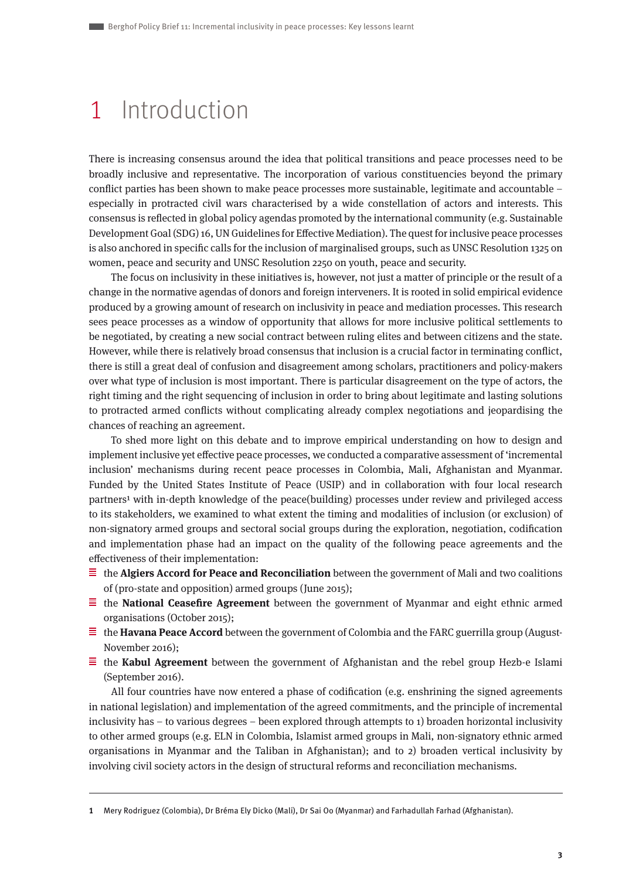# 1 Introduction

There is increasing consensus around the idea that political transitions and peace processes need to be broadly inclusive and representative. The incorporation of various constituencies beyond the primary conflict parties has been shown to make peace processes more sustainable, legitimate and accountable – especially in protracted civil wars characterised by a wide constellation of actors and interests. This consensus is reflected in global policy agendas promoted by the international community (e.g. Sustainable Development Goal (SDG) 16, UN Guidelines for Effective Mediation). The quest for inclusive peace processes is also anchored in specific calls for the inclusion of marginalised groups, such as UNSC Resolution 1325 on women, peace and security and UNSC Resolution 2250 on youth, peace and security.

The focus on inclusivity in these initiatives is, however, not just a matter of principle or the result of a change in the normative agendas of donors and foreign interveners. It is rooted in solid empirical evidence produced by a growing amount of research on inclusivity in peace and mediation processes. This research sees peace processes as a window of opportunity that allows for more inclusive political settlements to be negotiated, by creating a new social contract between ruling elites and between citizens and the state. However, while there is relatively broad consensus that inclusion is a crucial factor in terminating conflict, there is still a great deal of confusion and disagreement among scholars, practitioners and policy-makers over what type of inclusion is most important. There is particular disagreement on the type of actors, the right timing and the right sequencing of inclusion in order to bring about legitimate and lasting solutions to protracted armed conflicts without complicating already complex negotiations and jeopardising the chances of reaching an agreement.

To shed more light on this debate and to improve empirical understanding on how to design and implement inclusive yet effective peace processes, we conducted a comparative assessment of 'incremental inclusion' mechanisms during recent peace processes in Colombia, Mali, Afghanistan and Myanmar. Funded by the United States Institute of Peace (USIP) and in collaboration with four local research partners[1] with in-depth knowledge of the peace(building) processes under review and privileged access to its stakeholders, we examined to what extent the timing and modalities of inclusion (or exclusion) of non-signatory armed groups and sectoral social groups during the exploration, negotiation, codification and implementation phase had an impact on the quality of the following peace agreements and the effectiveness of their implementation:

- the **Algiers Accord for Peace and Reconciliation** between the government of Mali and two coalitions of (pro-state and opposition) armed groups (June 2015);
- the **National Ceasefire Agreement** between the government of Myanmar and eight ethnic armed organisations (October 2015);
- the **Havana Peace Accord** between the government of Colombia and the FARC guerrilla group (August-November 2016);
- the **Kabul Agreement** between the government of Afghanistan and the rebel group Hezb-e Islami (September 2016).

All four countries have now entered a phase of codification (e.g. enshrining the signed agreements in national legislation) and implementation of the agreed commitments, and the principle of incremental inclusivity has – to various degrees – been explored through attempts to 1) broaden horizontal inclusivity to other armed groups (e.g. ELN in Colombia, Islamist armed groups in Mali, non-signatory ethnic armed organisations in Myanmar and the Taliban in Afghanistan); and to 2) broaden vertical inclusivity by involving civil society actors in the design of structural reforms and reconciliation mechanisms.

---

[1] Mery Rodriguez (Colombia), Dr Bréma Ely Dicko (Mali), Dr Sai Oo (Myanmar) and Farhadullah Farhad (Afghanistan).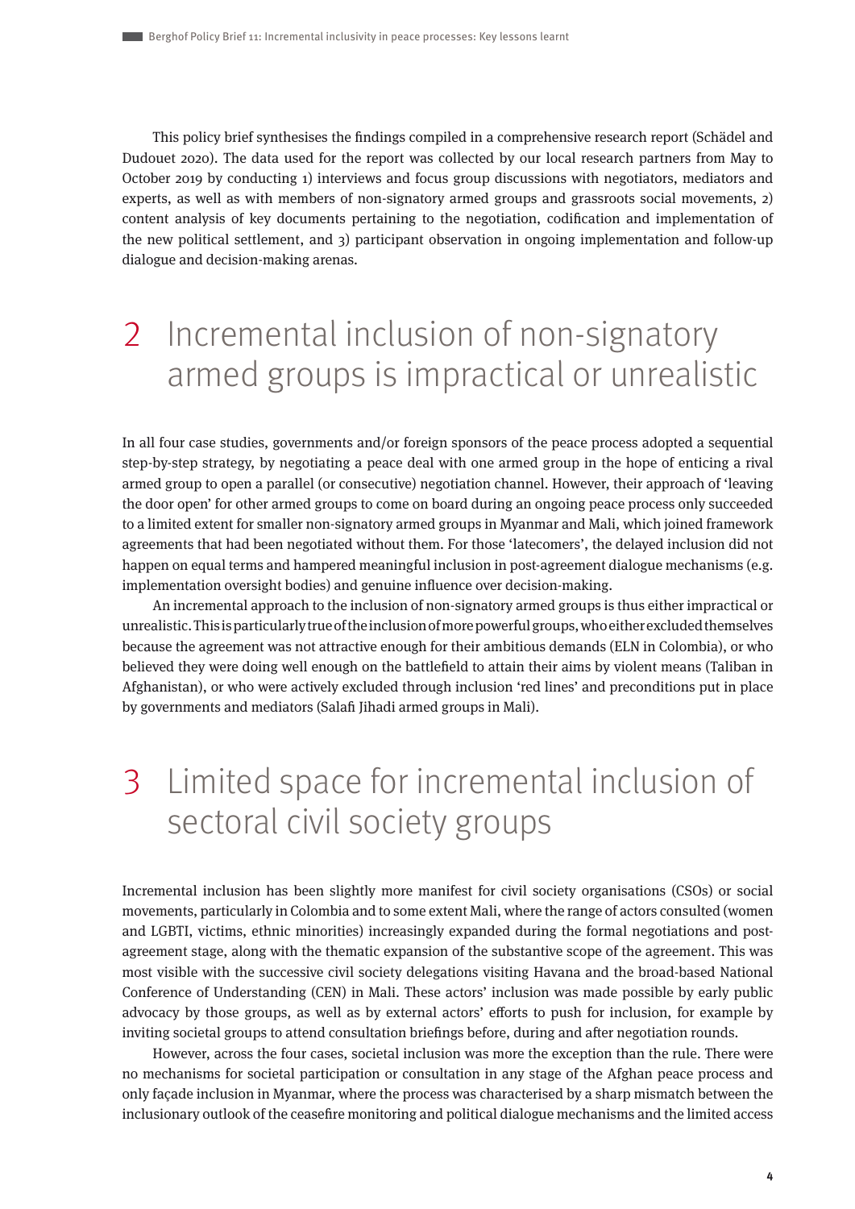This policy brief synthesises the findings compiled in a comprehensive research report (Schädel and Dudouet 2020). The data used for the report was collected by our local research partners from May to October 2019 by conducting 1) interviews and focus group discussions with negotiators, mediators and experts, as well as with members of non-signatory armed groups and grassroots social movements, 2) content analysis of key documents pertaining to the negotiation, codification and implementation of the new political settlement, and 3) participant observation in ongoing implementation and follow-up dialogue and decision-making arenas.

## 2 Incremental inclusion of non-signatory armed groups is impractical or unrealistic

In all four case studies, governments and/or foreign sponsors of the peace process adopted a sequential step-by-step strategy, by negotiating a peace deal with one armed group in the hope of enticing a rival armed group to open a parallel (or consecutive) negotiation channel. However, their approach of 'leaving the door open' for other armed groups to come on board during an ongoing peace process only succeeded to a limited extent for smaller non-signatory armed groups in Myanmar and Mali, which joined framework agreements that had been negotiated without them. For those 'latecomers', the delayed inclusion did not happen on equal terms and hampered meaningful inclusion in post-agreement dialogue mechanisms (e.g. implementation oversight bodies) and genuine influence over decision-making.

An incremental approach to the inclusion of non-signatory armed groups is thus either impractical or unrealistic. This is particularly true of the inclusion of more powerful groups, who either excluded themselves because the agreement was not attractive enough for their ambitious demands (ELN in Colombia), or who believed they were doing well enough on the battlefield to attain their aims by violent means (Taliban in Afghanistan), or who were actively excluded through inclusion 'red lines' and preconditions put in place by governments and mediators (Salafi Jihadi armed groups in Mali).

## 3 Limited space for incremental inclusion of sectoral civil society groups

Incremental inclusion has been slightly more manifest for civil society organisations (CSOs) or social movements, particularly in Colombia and to some extent Mali, where the range of actors consulted (women and LGBTI, victims, ethnic minorities) increasingly expanded during the formal negotiations and post-agreement stage, along with the thematic expansion of the substantive scope of the agreement. This was most visible with the successive civil society delegations visiting Havana and the broad-based National Conference of Understanding (CEN) in Mali. These actors' inclusion was made possible by early public advocacy by those groups, as well as by external actors' efforts to push for inclusion, for example by inviting societal groups to attend consultation briefings before, during and after negotiation rounds.

However, across the four cases, societal inclusion was more the exception than the rule. There were no mechanisms for societal participation or consultation in any stage of the Afghan peace process and only façade inclusion in Myanmar, where the process was characterised by a sharp mismatch between the inclusionary outlook of the ceasefire monitoring and political dialogue mechanisms and the limited access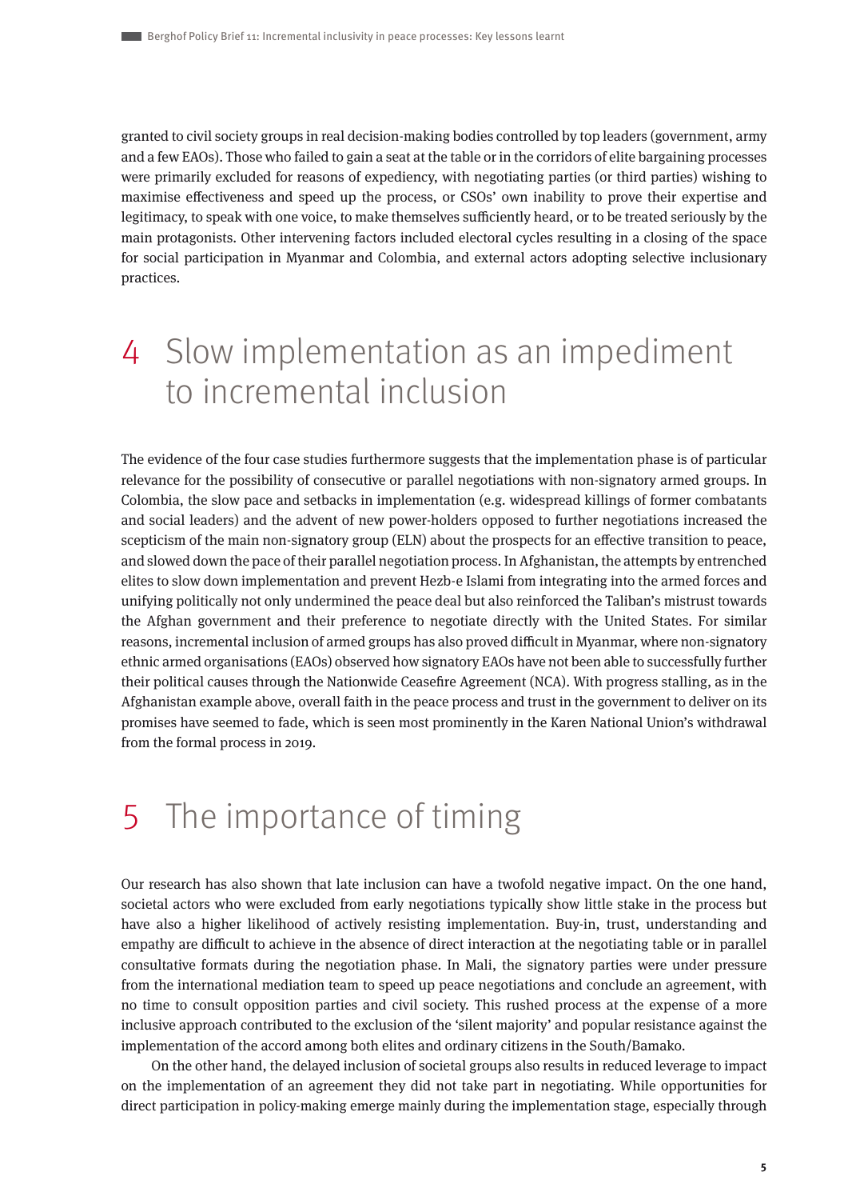granted to civil society groups in real decision-making bodies controlled by top leaders (government, army and a few EAOs). Those who failed to gain a seat at the table or in the corridors of elite bargaining processes were primarily excluded for reasons of expediency, with negotiating parties (or third parties) wishing to maximise effectiveness and speed up the process, or CSOs' own inability to prove their expertise and legitimacy, to speak with one voice, to make themselves sufficiently heard, or to be treated seriously by the main protagonists. Other intervening factors included electoral cycles resulting in a closing of the space for social participation in Myanmar and Colombia, and external actors adopting selective inclusionary practices.

# 4 Slow implementation as an impediment to incremental inclusion

The evidence of the four case studies furthermore suggests that the implementation phase is of particular relevance for the possibility of consecutive or parallel negotiations with non-signatory armed groups. In Colombia, the slow pace and setbacks in implementation (e.g. widespread killings of former combatants and social leaders) and the advent of new power-holders opposed to further negotiations increased the scepticism of the main non-signatory group (ELN) about the prospects for an effective transition to peace, and slowed down the pace of their parallel negotiation process. In Afghanistan, the attempts by entrenched elites to slow down implementation and prevent Hezb-e Islami from integrating into the armed forces and unifying politically not only undermined the peace deal but also reinforced the Taliban's mistrust towards the Afghan government and their preference to negotiate directly with the United States. For similar reasons, incremental inclusion of armed groups has also proved difficult in Myanmar, where non-signatory ethnic armed organisations (EAOs) observed how signatory EAOs have not been able to successfully further their political causes through the Nationwide Ceasefire Agreement (NCA). With progress stalling, as in the Afghanistan example above, overall faith in the peace process and trust in the government to deliver on its promises have seemed to fade, which is seen most prominently in the Karen National Union's withdrawal from the formal process in 2019.

# 5 The importance of timing

Our research has also shown that late inclusion can have a twofold negative impact. On the one hand, societal actors who were excluded from early negotiations typically show little stake in the process but have also a higher likelihood of actively resisting implementation. Buy-in, trust, understanding and empathy are difficult to achieve in the absence of direct interaction at the negotiating table or in parallel consultative formats during the negotiation phase. In Mali, the signatory parties were under pressure from the international mediation team to speed up peace negotiations and conclude an agreement, with no time to consult opposition parties and civil society. This rushed process at the expense of a more inclusive approach contributed to the exclusion of the 'silent majority' and popular resistance against the implementation of the accord among both elites and ordinary citizens in the South/Bamako.

On the other hand, the delayed inclusion of societal groups also results in reduced leverage to impact on the implementation of an agreement they did not take part in negotiating. While opportunities for direct participation in policy-making emerge mainly during the implementation stage, especially through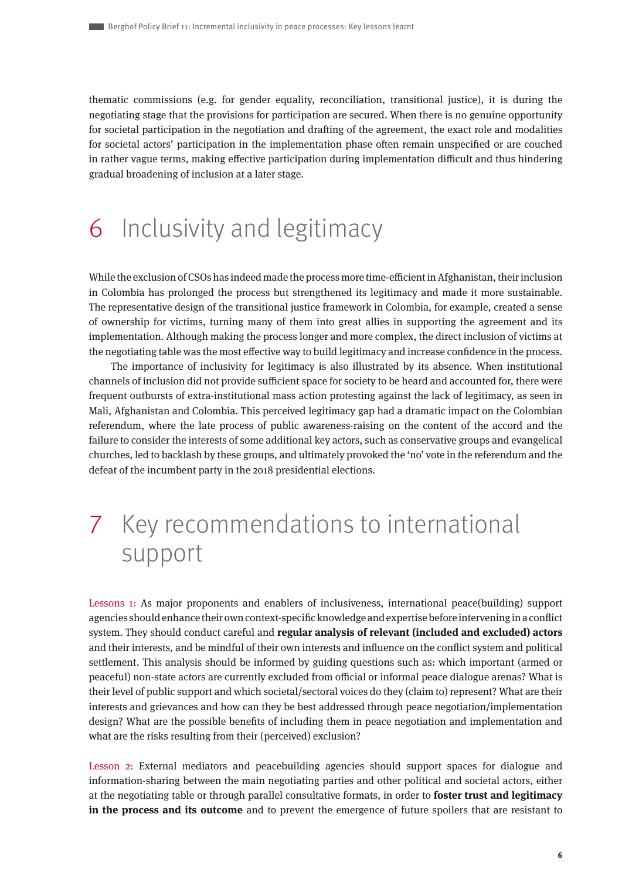thematic commissions (e.g. for gender equality, reconciliation, transitional justice), it is during the negotiating stage that the provisions for participation are secured. When there is no genuine opportunity for societal participation in the negotiation and drafting of the agreement, the exact role and modalities for societal actors' participation in the implementation phase often remain unspecified or are couched in rather vague terms, making effective participation during implementation difficult and thus hindering gradual broadening of inclusion at a later stage.

# 6 Inclusivity and legitimacy

While the exclusion of CSOs has indeed made the process more time-efficient in Afghanistan, their inclusion in Colombia has prolonged the process but strengthened its legitimacy and made it more sustainable. The representative design of the transitional justice framework in Colombia, for example, created a sense of ownership for victims, turning many of them into great allies in supporting the agreement and its implementation. Although making the process longer and more complex, the direct inclusion of victims at the negotiating table was the most effective way to build legitimacy and increase confidence in the process.

The importance of inclusivity for legitimacy is also illustrated by its absence. When institutional channels of inclusion did not provide sufficient space for society to be heard and accounted for, there were frequent outbursts of extra-institutional mass action protesting against the lack of legitimacy, as seen in Mali, Afghanistan and Colombia. This perceived legitimacy gap had a dramatic impact on the Colombian referendum, where the late process of public awareness-raising on the content of the accord and the failure to consider the interests of some additional key actors, such as conservative groups and evangelical churches, led to backlash by these groups, and ultimately provoked the 'no' vote in the referendum and the defeat of the incumbent party in the 2018 presidential elections.

# 7 Key recommendations to international support

Lessons 1: As major proponents and enablers of inclusiveness, international peace(building) support agencies should enhance their own context-specific knowledge and expertise before intervening in a conflict system. They should conduct careful and **regular analysis of relevant (included and excluded) actors** and their interests, and be mindful of their own interests and influence on the conflict system and political settlement. This analysis should be informed by guiding questions such as: which important (armed or peaceful) non-state actors are currently excluded from official or informal peace dialogue arenas? What is their level of public support and which societal/sectoral voices do they (claim to) represent? What are their interests and grievances and how can they be best addressed through peace negotiation/implementation design? What are the possible benefits of including them in peace negotiation and implementation and what are the risks resulting from their (perceived) exclusion?

Lesson 2: External mediators and peacebuilding agencies should support spaces for dialogue and information-sharing between the main negotiating parties and other political and societal actors, either at the negotiating table or through parallel consultative formats, in order to **foster trust and legitimacy in the process and its outcome** and to prevent the emergence of future spoilers that are resistant to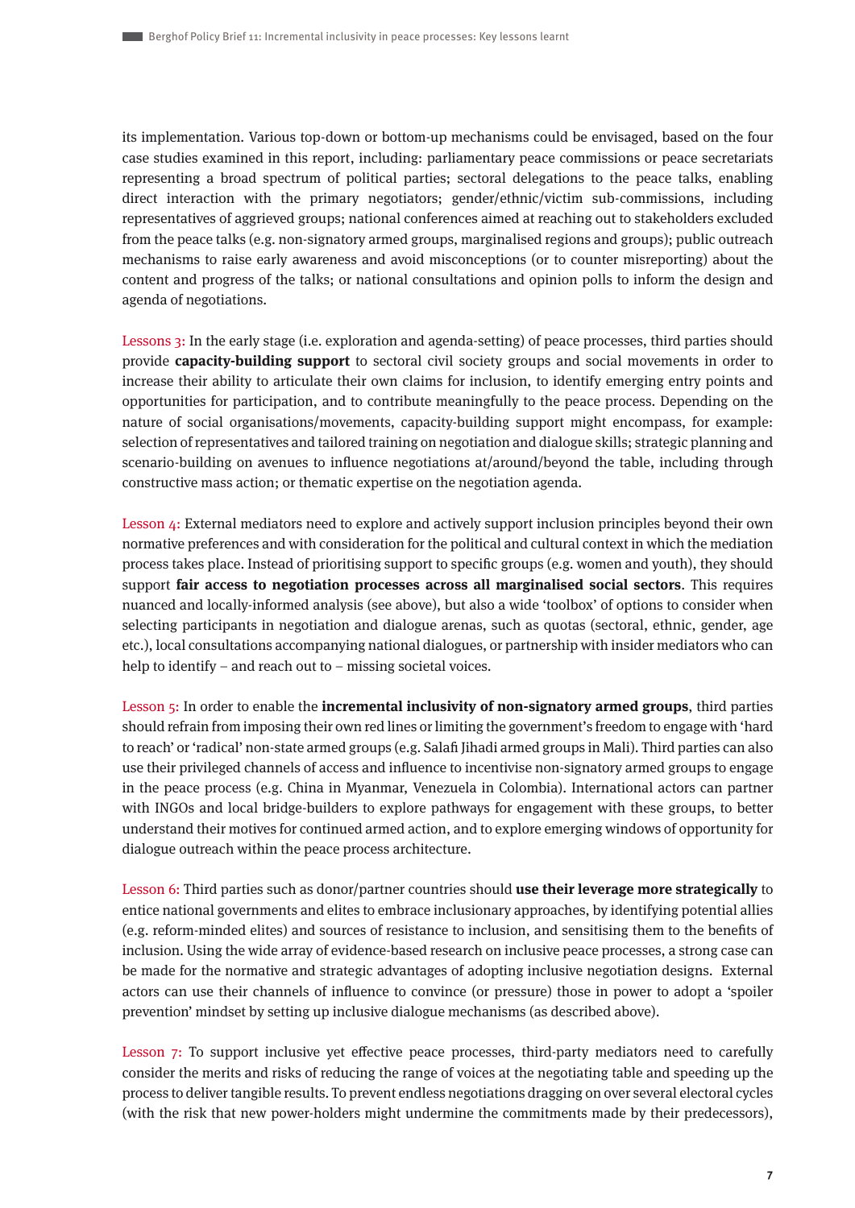its implementation. Various top-down or bottom-up mechanisms could be envisaged, based on the four case studies examined in this report, including: parliamentary peace commissions or peace secretariats representing a broad spectrum of political parties; sectoral delegations to the peace talks, enabling direct interaction with the primary negotiators; gender/ethnic/victim sub-commissions, including representatives of aggrieved groups; national conferences aimed at reaching out to stakeholders excluded from the peace talks (e.g. non-signatory armed groups, marginalised regions and groups); public outreach mechanisms to raise early awareness and avoid misconceptions (or to counter misreporting) about the content and progress of the talks; or national consultations and opinion polls to inform the design and agenda of negotiations.

Lessons 3: In the early stage (i.e. exploration and agenda-setting) of peace processes, third parties should provide **capacity-building support** to sectoral civil society groups and social movements in order to increase their ability to articulate their own claims for inclusion, to identify emerging entry points and opportunities for participation, and to contribute meaningfully to the peace process. Depending on the nature of social organisations/movements, capacity-building support might encompass, for example: selection of representatives and tailored training on negotiation and dialogue skills; strategic planning and scenario-building on avenues to influence negotiations at/around/beyond the table, including through constructive mass action; or thematic expertise on the negotiation agenda.

Lesson 4: External mediators need to explore and actively support inclusion principles beyond their own normative preferences and with consideration for the political and cultural context in which the mediation process takes place. Instead of prioritising support to specific groups (e.g. women and youth), they should support **fair access to negotiation processes across all marginalised social sectors**. This requires nuanced and locally-informed analysis (see above), but also a wide 'toolbox' of options to consider when selecting participants in negotiation and dialogue arenas, such as quotas (sectoral, ethnic, gender, age etc.), local consultations accompanying national dialogues, or partnership with insider mediators who can help to identify – and reach out to – missing societal voices.

Lesson 5: In order to enable the **incremental inclusivity of non-signatory armed groups**, third parties should refrain from imposing their own red lines or limiting the government's freedom to engage with 'hard to reach' or 'radical' non-state armed groups (e.g. Salafi Jihadi armed groups in Mali). Third parties can also use their privileged channels of access and influence to incentivise non-signatory armed groups to engage in the peace process (e.g. China in Myanmar, Venezuela in Colombia). International actors can partner with INGOs and local bridge-builders to explore pathways for engagement with these groups, to better understand their motives for continued armed action, and to explore emerging windows of opportunity for dialogue outreach within the peace process architecture.

Lesson 6: Third parties such as donor/partner countries should **use their leverage more strategically** to entice national governments and elites to embrace inclusionary approaches, by identifying potential allies (e.g. reform-minded elites) and sources of resistance to inclusion, and sensitising them to the benefits of inclusion. Using the wide array of evidence-based research on inclusive peace processes, a strong case can be made for the normative and strategic advantages of adopting inclusive negotiation designs. External actors can use their channels of influence to convince (or pressure) those in power to adopt a 'spoiler prevention' mindset by setting up inclusive dialogue mechanisms (as described above).

Lesson 7: To support inclusive yet effective peace processes, third-party mediators need to carefully consider the merits and risks of reducing the range of voices at the negotiating table and speeding up the process to deliver tangible results. To prevent endless negotiations dragging on over several electoral cycles (with the risk that new power-holders might undermine the commitments made by their predecessors),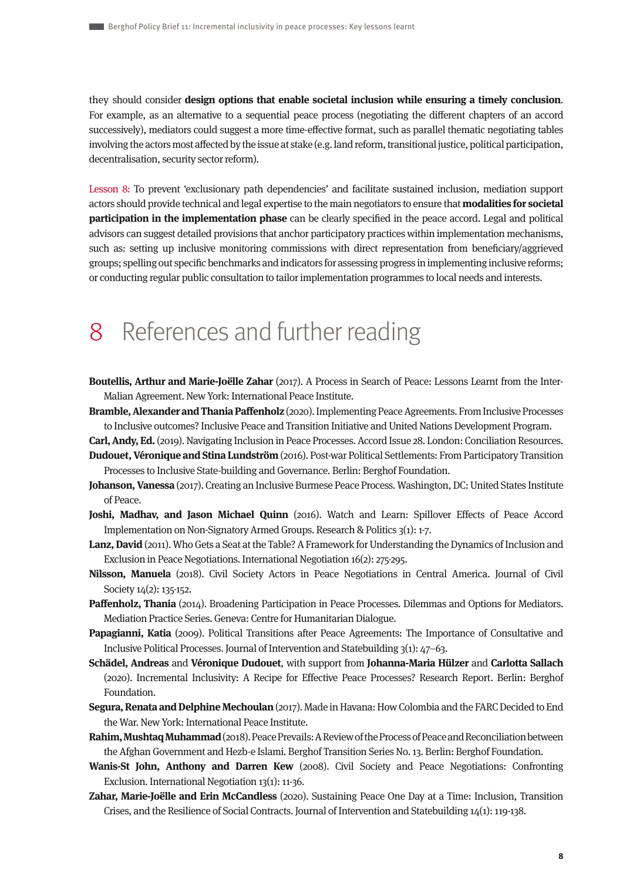they should consider **design options that enable societal inclusion while ensuring a timely conclusion**. For example, as an alternative to a sequential peace process (negotiating the different chapters of an accord successively), mediators could suggest a more time-effective format, such as parallel thematic negotiating tables involving the actors most affected by the issue at stake (e.g. land reform, transitional justice, political participation, decentralisation, security sector reform).

Lesson 8: To prevent 'exclusionary path dependencies' and facilitate sustained inclusion, mediation support actors should provide technical and legal expertise to the main negotiators to ensure that **modalities for societal participation in the implementation phase** can be clearly specified in the peace accord. Legal and political advisors can suggest detailed provisions that anchor participatory practices within implementation mechanisms, such as: setting up inclusive monitoring commissions with direct representation from beneficiary/aggrieved groups; spelling out specific benchmarks and indicators for assessing progress in implementing inclusive reforms; or conducting regular public consultation to tailor implementation programmes to local needs and interests.

# 8 References and further reading

**Boutellis, Arthur and Marie-Joëlle Zahar** (2017). A Process in Search of Peace: Lessons Learnt from the Inter-Malian Agreement. New York: International Peace Institute.

**Bramble, Alexander and Thania Paffenholz** (2020). Implementing Peace Agreements. From Inclusive Processes to Inclusive outcomes? Inclusive Peace and Transition Initiative and United Nations Development Program.

**Carl, Andy, Ed.** (2019). Navigating Inclusion in Peace Processes. Accord Issue 28. London: Conciliation Resources.

**Dudouet, Véronique and Stina Lundström** (2016). Post-war Political Settlements: From Participatory Transition Processes to Inclusive State-building and Governance. Berlin: Berghof Foundation.

**Johanson, Vanessa** (2017). Creating an Inclusive Burmese Peace Process. Washington, DC: United States Institute of Peace.

**Joshi, Madhav, and Jason Michael Quinn** (2016). Watch and Learn: Spillover Effects of Peace Accord Implementation on Non-Signatory Armed Groups. Research & Politics 3(1): 1-7.

**Lanz, David** (2011). Who Gets a Seat at the Table? A Framework for Understanding the Dynamics of Inclusion and Exclusion in Peace Negotiations. International Negotiation 16(2): 275-295.

**Nilsson, Manuela** (2018). Civil Society Actors in Peace Negotiations in Central America. Journal of Civil Society 14(2): 135-152.

**Paffenholz, Thania** (2014). Broadening Participation in Peace Processes. Dilemmas and Options for Mediators. Mediation Practice Series. Geneva: Centre for Humanitarian Dialogue.

**Papagianni, Katia** (2009). Political Transitions after Peace Agreements: The Importance of Consultative and Inclusive Political Processes. Journal of Intervention and Statebuilding 3(1): 47–63.

**Schädel, Andreas** and **Véronique Dudouet**, with support from **Johanna-Maria Hülzer** and **Carlotta Sallach** (2020). Incremental Inclusivity: A Recipe for Effective Peace Processes? Research Report. Berlin: Berghof Foundation.

**Segura, Renata and Delphine Mechoulan** (2017). Made in Havana: How Colombia and the FARC Decided to End the War. New York: International Peace Institute.

**Rahim, Mushtaq Muhammad** (2018). Peace Prevails: A Review of the Process of Peace and Reconciliation between the Afghan Government and Hezb-e Islami. Berghof Transition Series No. 13. Berlin: Berghof Foundation.

**Wanis-St John, Anthony and Darren Kew** (2008). Civil Society and Peace Negotiations: Confronting Exclusion. International Negotiation 13(1): 11-36.

**Zahar, Marie-Joëlle and Erin McCandless** (2020). Sustaining Peace One Day at a Time: Inclusion, Transition Crises, and the Resilience of Social Contracts. Journal of Intervention and Statebuilding 14(1): 119-138.